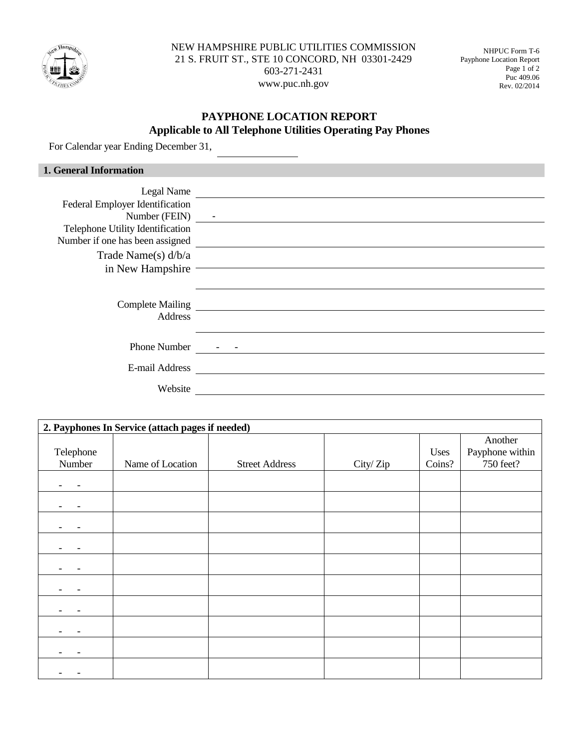NEW HAMPSHIRE PUBLIC UTILITIES COMMISSION
21 S. FRUIT ST., STE 10 CONCORD, NH 03301-2429
603-271-2431
www.puc.nh.gov

NHPUC Form T-6
Payphone Location Report
Page 1 of 2
Puc 409.06
Rev. 02/2014

# PAYPHONE LOCATION REPORT
## Applicable to All Telephone Utilities Operating Pay Phones

For Calendar year Ending December 31, ____________

### 1. General Information

Legal Name ______________________________

Federal Employer Identification Number (FEIN) ___ - ___________________________

Telephone Utility Identification Number if one has been assigned ______________________________

Trade Name(s) d/b/a in New Hampshire ______________________________

______________________________

Complete Mailing Address ______________________________

______________________________

Phone Number ___ - ___ - ___________________________

E-mail Address ______________________________

Website ______________________________

### 2. Payphones In Service (attach pages if needed)

| Telephone Number | Name of Location | Street Address | City/ Zip | Uses Coins? | Another Payphone within 750 feet? |
|---|---|---|---|---|---|
| - - | | | | | |
| - - | | | | | |
| - - | | | | | |
| - - | | | | | |
| - - | | | | | |
| - - | | | | | |
| - - | | | | | |
| - - | | | | | |
| - - | | | | | |
| - - | | | | | |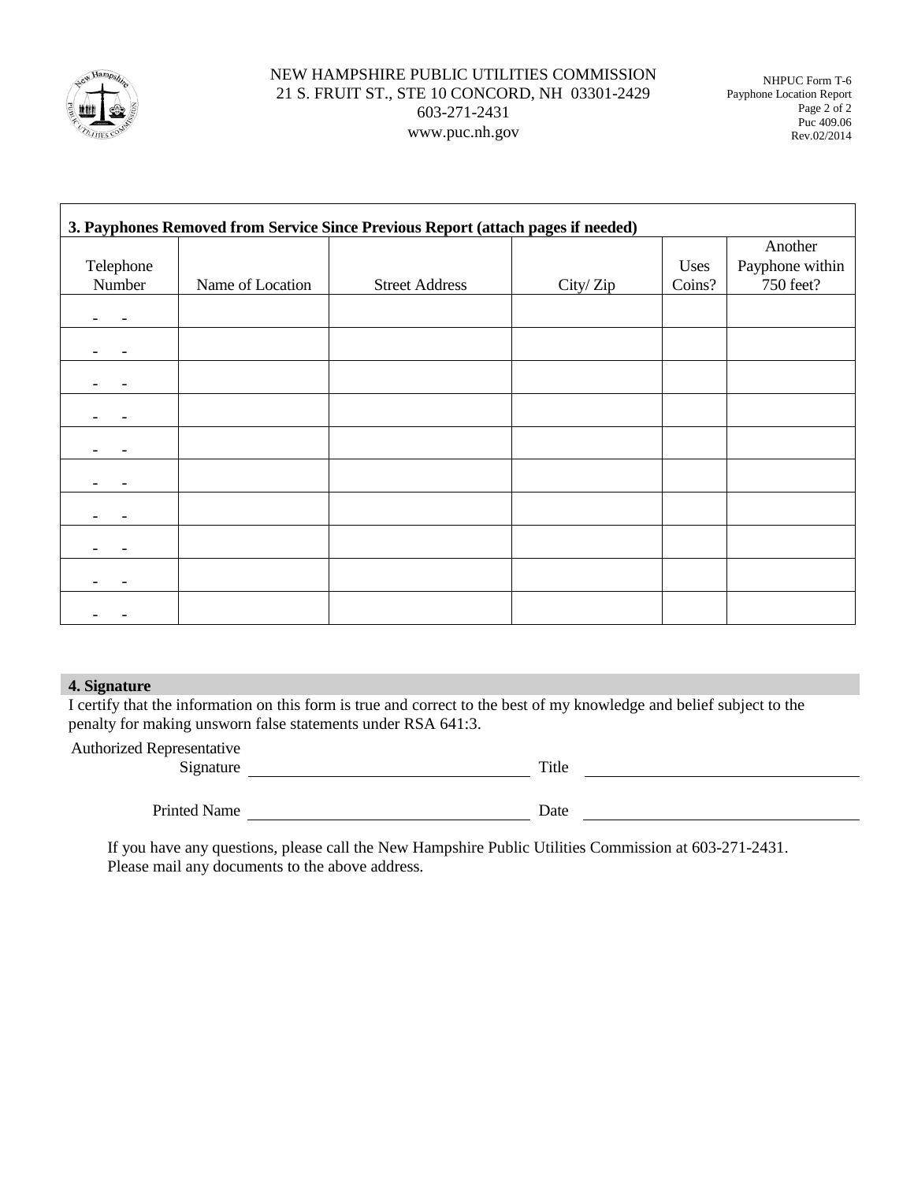NEW HAMPSHIRE PUBLIC UTILITIES COMMISSION
21 S. FRUIT ST., STE 10 CONCORD, NH 03301-2429
603-271-2431
www.puc.nh.gov

NHPUC Form T-6
Payphone Location Report
Puc 409.06
Rev.02/2014

**3. Payphones Removed from Service Since Previous Report (attach pages if needed)**

| Telephone Number | Name of Location | Street Address | City/ Zip | Uses Coins? | Another Payphone within 750 feet? |
|---|---|---|---|---|---|
| - - | | | | | |
| - - | | | | | |
| - - | | | | | |
| - - | | | | | |
| - - | | | | | |
| - - | | | | | |
| - - | | | | | |
| - - | | | | | |
| - - | | | | | |
| - - | | | | | |

**4. Signature**

I certify that the information on this form is true and correct to the best of my knowledge and belief subject to the penalty for making unsworn false statements under RSA 641:3.

Authorized Representative Signature ____________________ Title ____________________

Printed Name ____________________ Date ____________________

If you have any questions, please call the New Hampshire Public Utilities Commission at 603-271-2431.
Please mail any documents to the above address.